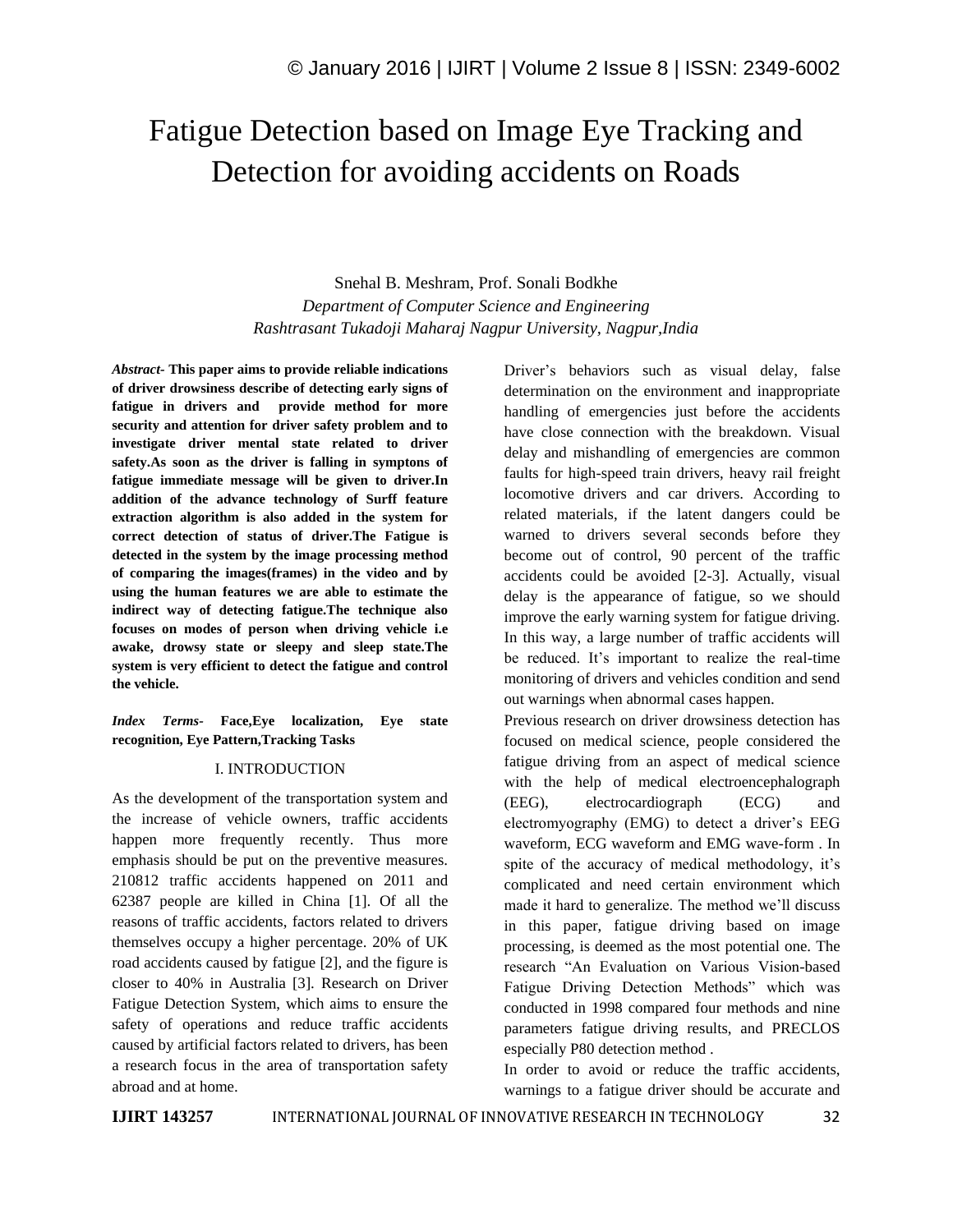# Fatigue Detection based on Image Eye Tracking and Detection for avoiding accidents on Roads

Snehal B. Meshram, Prof. Sonali Bodkhe

*Department of Computer Science and Engineering*

*Rashtrasant Tukadoji Maharaj Nagpur University, Nagpur,India*

***Abstract-*** **This paper aims to provide reliable indications of driver drowsiness describe of detecting early signs of fatigue in drivers and provide method for more security and attention for driver safety problem and to investigate driver mental state related to driver safety.As soon as the driver is falling in symptons of fatigue immediate message will be given to driver.In addition of the advance technology of Surff feature extraction algorithm is also added in the system for correct detection of status of driver.The Fatigue is detected in the system by the image processing method of comparing the images(frames) in the video and by using the human features we are able to estimate the indirect way of detecting fatigue.The technique also focuses on modes of person when driving vehicle i.e awake, drowsy state or sleepy and sleep state.The system is very efficient to detect the fatigue and control the vehicle.**

***Index Terms-*** **Face,Eye localization, Eye state recognition, Eye Pattern,Tracking Tasks**

## I. INTRODUCTION

As the development of the transportation system and the increase of vehicle owners, traffic accidents happen more frequently recently. Thus more emphasis should be put on the preventive measures. 210812 traffic accidents happened on 2011 and 62387 people are killed in China [1]. Of all the reasons of traffic accidents, factors related to drivers themselves occupy a higher percentage. 20% of UK road accidents caused by fatigue [2], and the figure is closer to 40% in Australia [3]. Research on Driver Fatigue Detection System, which aims to ensure the safety of operations and reduce traffic accidents caused by artificial factors related to drivers, has been a research focus in the area of transportation safety abroad and at home.

Driver's behaviors such as visual delay, false determination on the environment and inappropriate handling of emergencies just before the accidents have close connection with the breakdown. Visual delay and mishandling of emergencies are common faults for high-speed train drivers, heavy rail freight locomotive drivers and car drivers. According to related materials, if the latent dangers could be warned to drivers several seconds before they become out of control, 90 percent of the traffic accidents could be avoided [2-3]. Actually, visual delay is the appearance of fatigue, so we should improve the early warning system for fatigue driving. In this way, a large number of traffic accidents will be reduced. It's important to realize the real-time monitoring of drivers and vehicles condition and send out warnings when abnormal cases happen.

Previous research on driver drowsiness detection has focused on medical science, people considered the fatigue driving from an aspect of medical science with the help of medical electroencephalograph (EEG), electrocardiograph (ECG) and electromyography (EMG) to detect a driver's EEG waveform, ECG waveform and EMG wave-form . In spite of the accuracy of medical methodology, it's complicated and need certain environment which made it hard to generalize. The method we'll discuss in this paper, fatigue driving based on image processing, is deemed as the most potential one. The research "An Evaluation on Various Vision-based Fatigue Driving Detection Methods" which was conducted in 1998 compared four methods and nine parameters fatigue driving results, and PRECLOS especially P80 detection method .

In order to avoid or reduce the traffic accidents, warnings to a fatigue driver should be accurate and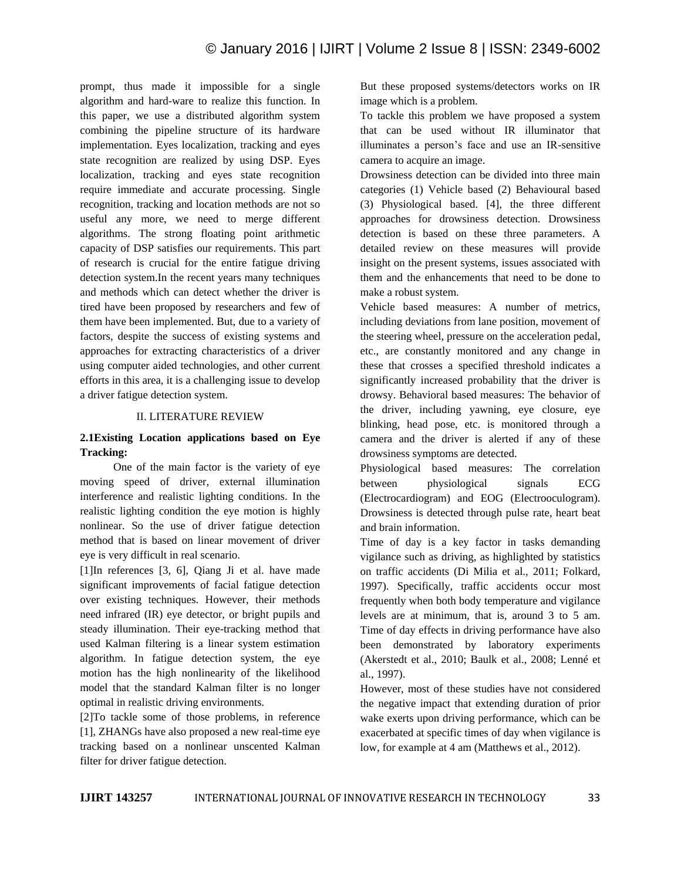prompt, thus made it impossible for a single algorithm and hard-ware to realize this function. In this paper, we use a distributed algorithm system combining the pipeline structure of its hardware implementation. Eyes localization, tracking and eyes state recognition are realized by using DSP. Eyes localization, tracking and eyes state recognition require immediate and accurate processing. Single recognition, tracking and location methods are not so useful any more, we need to merge different algorithms. The strong floating point arithmetic capacity of DSP satisfies our requirements. This part of research is crucial for the entire fatigue driving detection system.In the recent years many techniques and methods which can detect whether the driver is tired have been proposed by researchers and few of them have been implemented. But, due to a variety of factors, despite the success of existing systems and approaches for extracting characteristics of a driver using computer aided technologies, and other current efforts in this area, it is a challenging issue to develop a driver fatigue detection system.

## II. LITERATURE REVIEW

### 2.1Existing Location applications based on Eye Tracking:

One of the main factor is the variety of eye moving speed of driver, external illumination interference and realistic lighting conditions. In the realistic lighting condition the eye motion is highly nonlinear. So the use of driver fatigue detection method that is based on linear movement of driver eye is very difficult in real scenario.

[1]In references [3, 6], Qiang Ji et al. have made significant improvements of facial fatigue detection over existing techniques. However, their methods need infrared (IR) eye detector, or bright pupils and steady illumination. Their eye-tracking method that used Kalman filtering is a linear system estimation algorithm. In fatigue detection system, the eye motion has the high nonlinearity of the likelihood model that the standard Kalman filter is no longer optimal in realistic driving environments.

[2]To tackle some of those problems, in reference [1], ZHANGs have also proposed a new real-time eye tracking based on a nonlinear unscented Kalman filter for driver fatigue detection.

But these proposed systems/detectors works on IR image which is a problem.

To tackle this problem we have proposed a system that can be used without IR illuminator that illuminates a person's face and use an IR-sensitive camera to acquire an image.

Drowsiness detection can be divided into three main categories (1) Vehicle based (2) Behavioural based (3) Physiological based. [4], the three different approaches for drowsiness detection. Drowsiness detection is based on these three parameters. A detailed review on these measures will provide insight on the present systems, issues associated with them and the enhancements that need to be done to make a robust system.

Vehicle based measures: A number of metrics, including deviations from lane position, movement of the steering wheel, pressure on the acceleration pedal, etc., are constantly monitored and any change in these that crosses a specified threshold indicates a significantly increased probability that the driver is drowsy. Behavioral based measures: The behavior of the driver, including yawning, eye closure, eye blinking, head pose, etc. is monitored through a camera and the driver is alerted if any of these drowsiness symptoms are detected.

Physiological based measures: The correlation between physiological signals ECG (Electrocardiogram) and EOG (Electrooculogram). Drowsiness is detected through pulse rate, heart beat and brain information.

Time of day is a key factor in tasks demanding vigilance such as driving, as highlighted by statistics on traffic accidents (Di Milia et al., 2011; Folkard, 1997). Specifically, traffic accidents occur most frequently when both body temperature and vigilance levels are at minimum, that is, around 3 to 5 am. Time of day effects in driving performance have also been demonstrated by laboratory experiments (Akerstedt et al., 2010; Baulk et al., 2008; Lenné et al., 1997).

However, most of these studies have not considered the negative impact that extending duration of prior wake exerts upon driving performance, which can be exacerbated at specific times of day when vigilance is low, for example at 4 am (Matthews et al., 2012).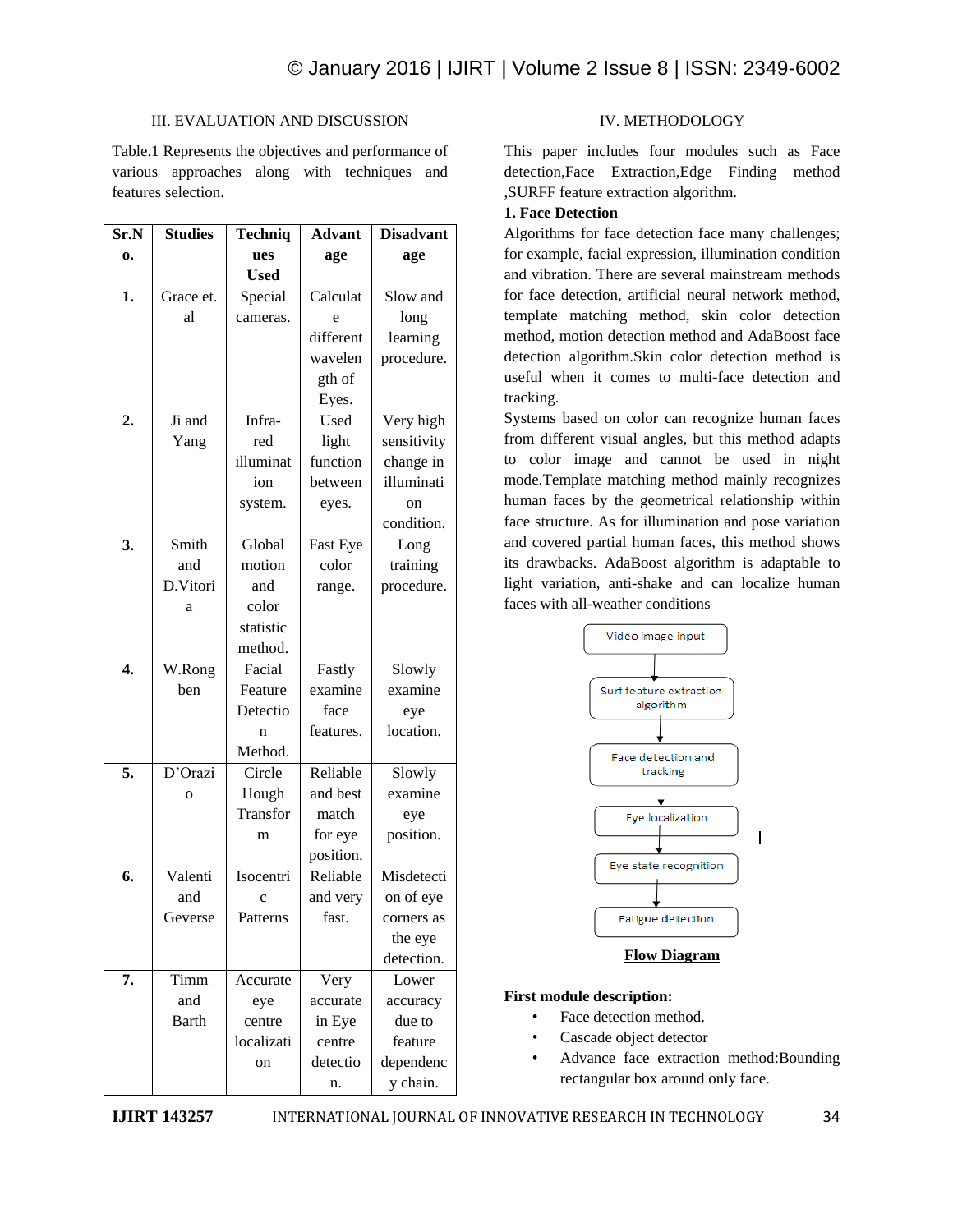## III. EVALUATION AND DISCUSSION

Table.1 Represents the objectives and performance of various approaches along with techniques and features selection.

| Sr.No. | Studies | Techniques Used | Advantage | Disadvantage |
|---|---|---|---|---|
| 1. | Grace et. al | Special cameras. | Calculate different wavelength of Eyes. | Slow and long learning procedure. |
| 2. | Ji and Yang | Infra-red illumination system. | Used light function between eyes. | Very high sensitivity change in illumination condition. |
| 3. | Smith and D.Vitoria | Global motion and color statistic method. | Fast Eye color range. | Long training procedure. |
| 4. | W.Rongben | Facial Feature Detection Method. | Fastly examine face features. | Slowly examine eye location. |
| 5. | D'Orazio | Circle Hough Transform | Reliable and best match for eye position. | Slowly examine eye position. |
| 6. | Valenti and Geverse | Isocentric Patterns | Reliable and very fast. | Misdetection of eye corners as the eye detection. |
| 7. | Timm and Barth | Accurate eye centre localization | Very accurate in Eye centre detection. | Lower accuracy due to feature dependency chain. |

## IV. METHODOLOGY

This paper includes four modules such as Face detection,Face Extraction,Edge Finding method ,SURFF feature extraction algorithm.

**1. Face Detection**

Algorithms for face detection face many challenges; for example, facial expression, illumination condition and vibration. There are several mainstream methods for face detection, artificial neural network method, template matching method, skin color detection method, motion detection method and AdaBoost face detection algorithm.Skin color detection method is useful when it comes to multi-face detection and tracking.

Systems based on color can recognize human faces from different visual angles, but this method adapts to color image and cannot be used in night mode.Template matching method mainly recognizes human faces by the geometrical relationship within face structure. As for illumination and pose variation and covered partial human faces, this method shows its drawbacks. AdaBoost algorithm is adaptable to light variation, anti-shake and can localize human faces with all-weather conditions

Video image input → Surf feature extraction algorithm → Face detection and tracking → Eye localization → Eye state recognition → Fatigue detection

**Flow Diagram**

**First module description:**

- Face detection method.
- Cascade object detector
- Advance face extraction method:Bounding rectangular box around only face.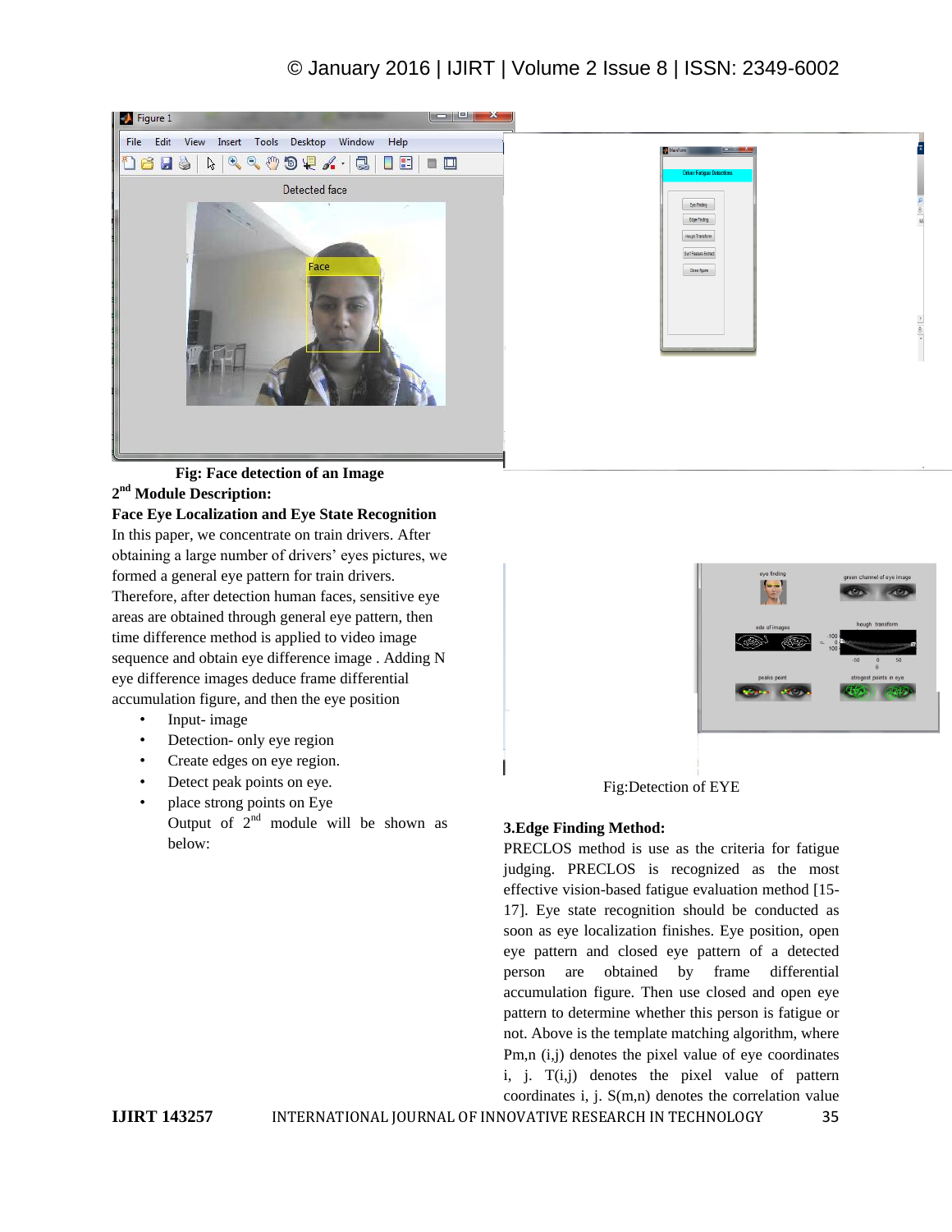Fig: Face detection of an Image

**2nd Module Description:**

**Face Eye Localization and Eye State Recognition**

In this paper, we concentrate on train drivers. After obtaining a large number of drivers' eyes pictures, we formed a general eye pattern for train drivers. Therefore, after detection human faces, sensitive eye areas are obtained through general eye pattern, then time difference method is applied to video image sequence and obtain eye difference image . Adding N eye difference images deduce frame differential accumulation figure, and then the eye position

- Input- image
- Detection- only eye region
- Create edges on eye region.
- Detect peak points on eye.
- place strong points on Eye

  Output of 2nd module will be shown as below:

Fig:Detection of EYE

**3.Edge Finding Method:**

PRECLOS method is use as the criteria for fatigue judging. PRECLOS is recognized as the most effective vision-based fatigue evaluation method [15-17]. Eye state recognition should be conducted as soon as eye localization finishes. Eye position, open eye pattern and closed eye pattern of a detected person are obtained by frame differential accumulation figure. Then use closed and open eye pattern to determine whether this person is fatigue or not. Above is the template matching algorithm, where $P_{m,n}(i,j)$ denotes the pixel value of eye coordinates i, j. $T(i,j)$ denotes the pixel value of pattern coordinates i, j. $S(m,n)$ denotes the correlation value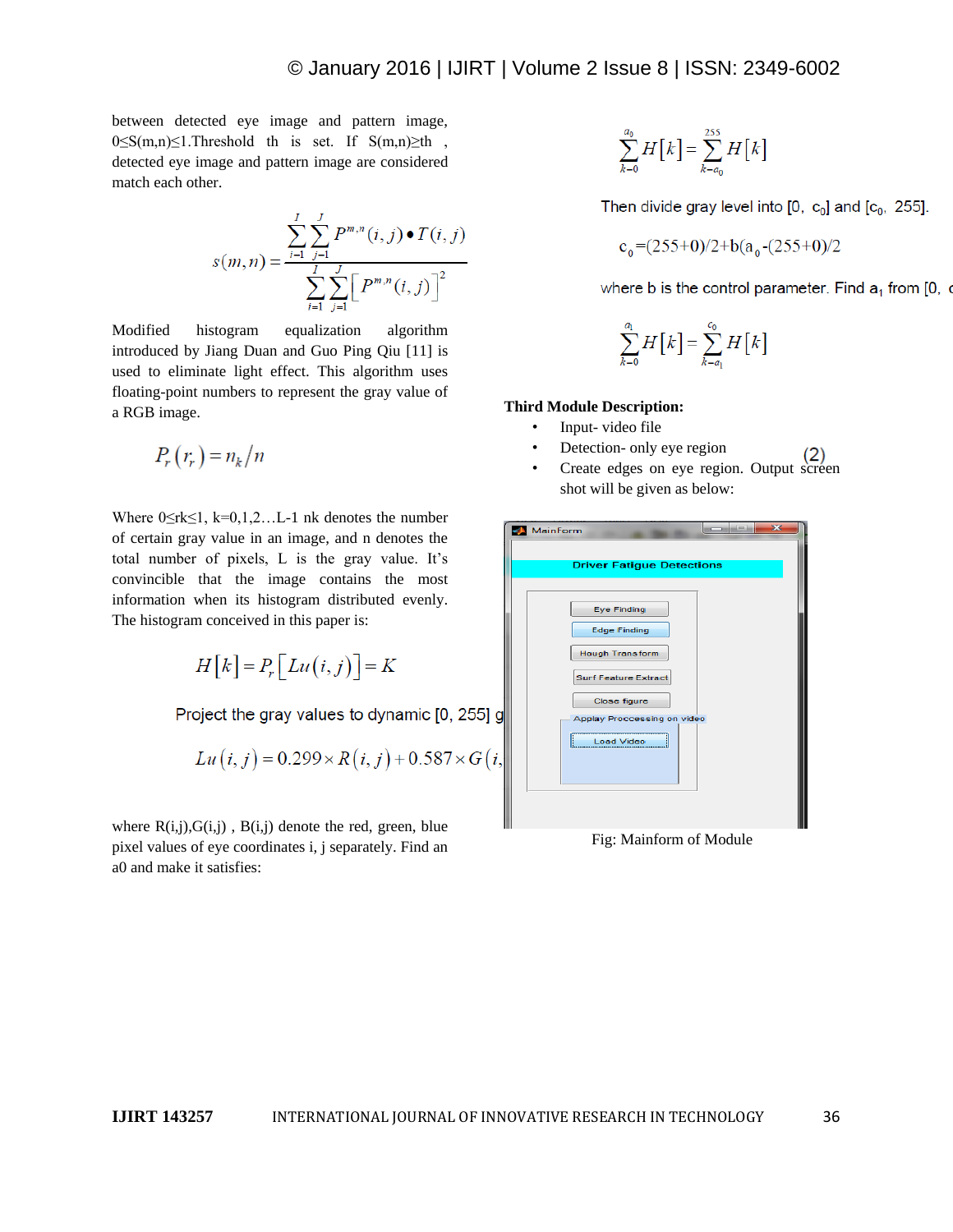between detected eye image and pattern image, $0 \le S(m,n) \le 1$.Threshold th is set. If $S(m,n) \ge th$ , detected eye image and pattern image are considered match each other.

$$s(m,n) = \frac{\sum_{i=1}^{I}\sum_{j=1}^{J} P^{m,n}(i,j) \bullet T(i,j)}{\sum_{i=1}^{I}\sum_{j=1}^{J}\left[P^{m,n}(i,j)\right]^2}$$

Modified histogram equalization algorithm introduced by Jiang Duan and Guo Ping Qiu [11] is used to eliminate light effect. This algorithm uses floating-point numbers to represent the gray value of a RGB image.

$$P_r(r_r) = n_k / n$$

Where $0 \le rk \le 1$, $k=0,1,2\ldots L-1$ nk denotes the number of certain gray value in an image, and n denotes the total number of pixels, L is the gray value. It's convincible that the image contains the most information when its histogram distributed evenly. The histogram conceived in this paper is:

$$H[k] = P_r\left[Lu(i,j)\right] = K$$

Project the gray values to dynamic [0, 255] g

$$Lu(i,j) = 0.299 \times R(i,j) + 0.587 \times G(i,$$

where R(i,j),G(i,j) , B(i,j) denote the red, green, blue pixel values of eye coordinates i, j separately. Find an a0 and make it satisfies:

$$\sum_{k=0}^{a_0} H[k] = \sum_{k=a_0}^{255} H[k]$$

Then divide gray level into $[0,\ c_0]$ and $[c_0,\ 255]$.

$$c_0 = (255+0)/2 + b(a_0 - (255+0)/2$$

where b is the control parameter. Find $a_1$ from [0, c

$$\sum_{k=0}^{a_1} H[k] = \sum_{k=a_1}^{c_0} H[k]$$

**Third Module Description:**

- Input- video file
- Detection- only eye region
- Create edges on eye region. Output screen shot will be given as below:

(2)

Fig: Mainform of Module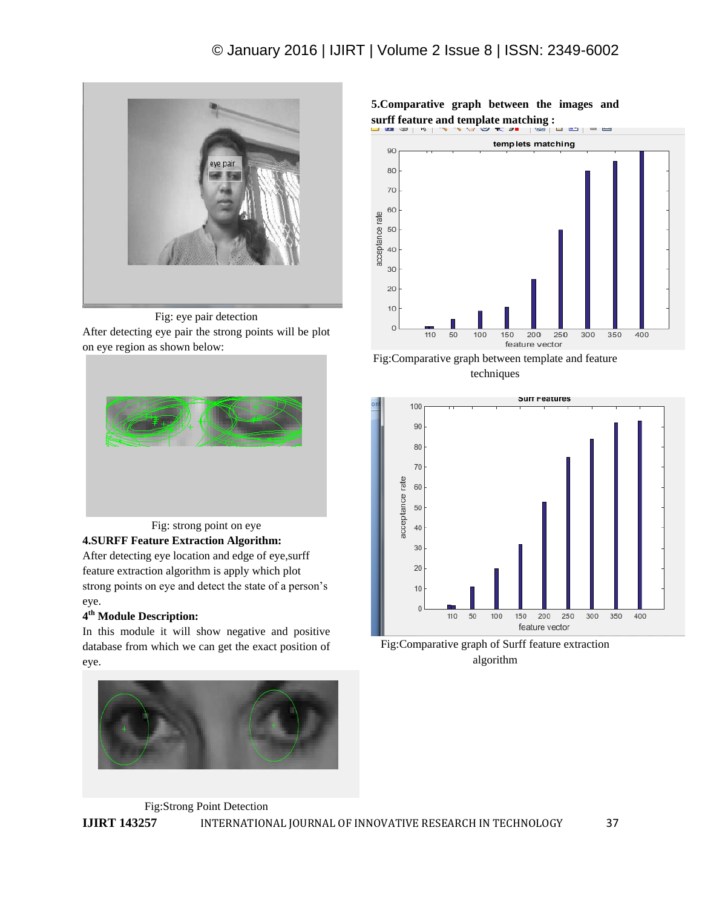Fig: eye pair detection

After detecting eye pair the strong points will be plot on eye region as shown below:

Fig: strong point on eye

**4.SURFF Feature Extraction Algorithm:**

After detecting eye location and edge of eye,surff feature extraction algorithm is apply which plot strong points on eye and detect the state of a person's eye.

**4th Module Description:**

In this module it will show negative and positive database from which we can get the exact position of eye.

Fig:Strong Point Detection

**5.Comparative graph between the images and surff feature and template matching :**

Fig:Comparative graph between template and feature techniques

Fig:Comparative graph of Surff feature extraction algorithm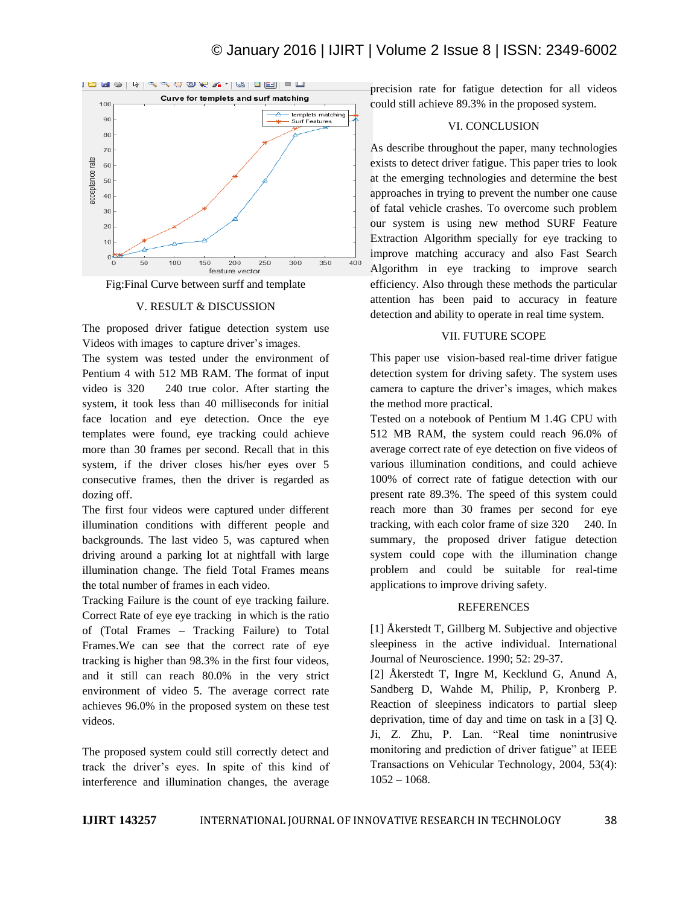Fig:Final Curve between surff and template

## V. RESULT & DISCUSSION

The proposed driver fatigue detection system use Videos with images to capture driver's images.

The system was tested under the environment of Pentium 4 with 512 MB RAM. The format of input video is 320 240 true color. After starting the system, it took less than 40 milliseconds for initial face location and eye detection. Once the eye templates were found, eye tracking could achieve more than 30 frames per second. Recall that in this system, if the driver closes his/her eyes over 5 consecutive frames, then the driver is regarded as dozing off.

The first four videos were captured under different illumination conditions with different people and backgrounds. The last video 5, was captured when driving around a parking lot at nightfall with large illumination change. The field Total Frames means the total number of frames in each video.

Tracking Failure is the count of eye tracking failure. Correct Rate of eye eye tracking in which is the ratio of (Total Frames – Tracking Failure) to Total Frames.We can see that the correct rate of eye tracking is higher than 98.3% in the first four videos, and it still can reach 80.0% in the very strict environment of video 5. The average correct rate achieves 96.0% in the proposed system on these test videos.

The proposed system could still correctly detect and track the driver's eyes. In spite of this kind of interference and illumination changes, the average precision rate for fatigue detection for all videos could still achieve 89.3% in the proposed system.

## VI. CONCLUSION

As describe throughout the paper, many technologies exists to detect driver fatigue. This paper tries to look at the emerging technologies and determine the best approaches in trying to prevent the number one cause of fatal vehicle crashes. To overcome such problem our system is using new method SURF Feature Extraction Algorithm specially for eye tracking to improve matching accuracy and also Fast Search Algorithm in eye tracking to improve search efficiency. Also through these methods the particular attention has been paid to accuracy in feature detection and ability to operate in real time system.

## VII. FUTURE SCOPE

This paper use vision-based real-time driver fatigue detection system for driving safety. The system uses camera to capture the driver's images, which makes the method more practical.

Tested on a notebook of Pentium M 1.4G CPU with 512 MB RAM, the system could reach 96.0% of average correct rate of eye detection on five videos of various illumination conditions, and could achieve 100% of correct rate of fatigue detection with our present rate 89.3%. The speed of this system could reach more than 30 frames per second for eye tracking, with each color frame of size 320 240. In summary, the proposed driver fatigue detection system could cope with the illumination change problem and could be suitable for real-time applications to improve driving safety.

## REFERENCES

[1] Åkerstedt T, Gillberg M. Subjective and objective sleepiness in the active individual. International Journal of Neuroscience. 1990; 52: 29-37.

[2] Åkerstedt T, Ingre M, Kecklund G, Anund A, Sandberg D, Wahde M, Philip, P, Kronberg P. Reaction of sleepiness indicators to partial sleep deprivation, time of day and time on task in a [3] Q. Ji, Z. Zhu, P. Lan. "Real time nonintrusive monitoring and prediction of driver fatigue" at IEEE Transactions on Vehicular Technology, 2004, 53(4): 1052 – 1068.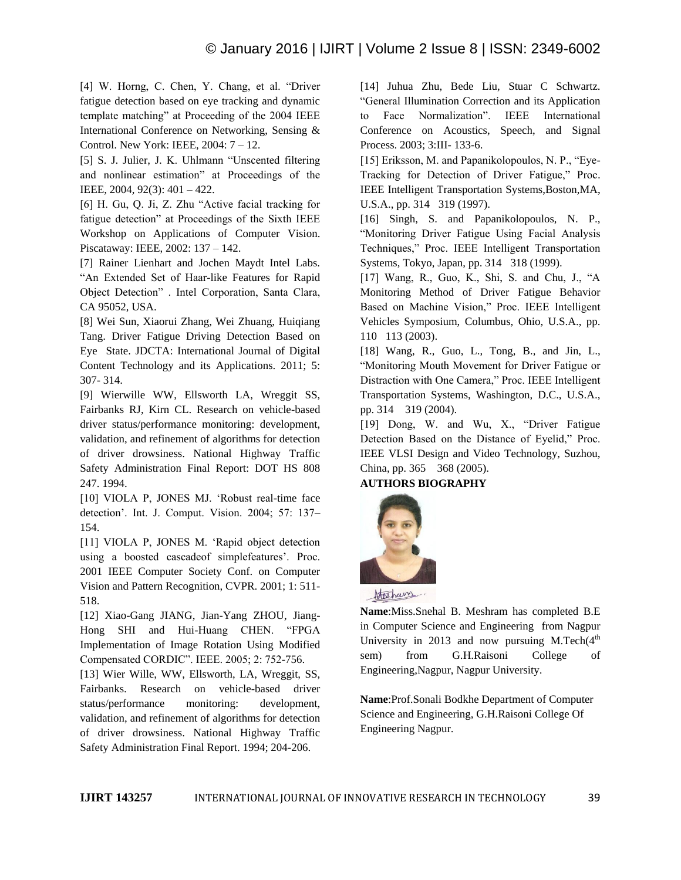[4] W. Horng, C. Chen, Y. Chang, et al. "Driver fatigue detection based on eye tracking and dynamic template matching" at Proceeding of the 2004 IEEE International Conference on Networking, Sensing & Control. New York: IEEE, 2004: 7 – 12.

[5] S. J. Julier, J. K. Uhlmann "Unscented filtering and nonlinear estimation" at Proceedings of the IEEE, 2004, 92(3): 401 – 422.

[6] H. Gu, Q. Ji, Z. Zhu "Active facial tracking for fatigue detection" at Proceedings of the Sixth IEEE Workshop on Applications of Computer Vision. Piscataway: IEEE, 2002: 137 – 142.

[7] Rainer Lienhart and Jochen Maydt Intel Labs. "An Extended Set of Haar-like Features for Rapid Object Detection" . Intel Corporation, Santa Clara, CA 95052, USA.

[8] Wei Sun, Xiaorui Zhang, Wei Zhuang, Huiqiang Tang. Driver Fatigue Driving Detection Based on Eye State. JDCTA: International Journal of Digital Content Technology and its Applications. 2011; 5: 307- 314.

[9] Wierwille WW, Ellsworth LA, Wreggit SS, Fairbanks RJ, Kirn CL. Research on vehicle-based driver status/performance monitoring: development, validation, and refinement of algorithms for detection of driver drowsiness. National Highway Traffic Safety Administration Final Report: DOT HS 808 247. 1994.

[10] VIOLA P, JONES MJ. 'Robust real-time face detection'. Int. J. Comput. Vision. 2004; 57: 137–154.

[11] VIOLA P, JONES M. 'Rapid object detection using a boosted cascadeof simplefeatures'. Proc. 2001 IEEE Computer Society Conf. on Computer Vision and Pattern Recognition, CVPR. 2001; 1: 511-518.

[12] Xiao-Gang JIANG, Jian-Yang ZHOU, Jiang-Hong SHI and Hui-Huang CHEN. "FPGA Implementation of Image Rotation Using Modified Compensated CORDIC". IEEE. 2005; 2: 752-756.

[13] Wier Wille, WW, Ellsworth, LA, Wreggit, SS, Fairbanks. Research on vehicle-based driver status/performance monitoring: development, validation, and refinement of algorithms for detection of driver drowsiness. National Highway Traffic Safety Administration Final Report. 1994; 204-206.

[14] Juhua Zhu, Bede Liu, Stuar C Schwartz. "General Illumination Correction and its Application to Face Normalization". IEEE International Conference on Acoustics, Speech, and Signal Process. 2003; 3:III- 133-6.

[15] Eriksson, M. and Papanikolopoulos, N. P., "Eye-Tracking for Detection of Driver Fatigue," Proc. IEEE Intelligent Transportation Systems,Boston,MA, U.S.A., pp. 314 319 (1997).

[16] Singh, S. and Papanikolopoulos, N. P., "Monitoring Driver Fatigue Using Facial Analysis Techniques," Proc. IEEE Intelligent Transportation Systems, Tokyo, Japan, pp. 314 318 (1999).

[17] Wang, R., Guo, K., Shi, S. and Chu, J., "A Monitoring Method of Driver Fatigue Behavior Based on Machine Vision," Proc. IEEE Intelligent Vehicles Symposium, Columbus, Ohio, U.S.A., pp. 110 113 (2003).

[18] Wang, R., Guo, L., Tong, B., and Jin, L., "Monitoring Mouth Movement for Driver Fatigue or Distraction with One Camera," Proc. IEEE Intelligent Transportation Systems, Washington, D.C., U.S.A., pp. 314 319 (2004).

[19] Dong, W. and Wu, X., "Driver Fatigue Detection Based on the Distance of Eyelid," Proc. IEEE VLSI Design and Video Technology, Suzhou, China, pp. 365 368 (2005).

**AUTHORS BIOGRAPHY**

**Name**:Miss.Snehal B. Meshram has completed B.E in Computer Science and Engineering from Nagpur University in 2013 and now pursuing M.Tech(4th sem) from G.H.Raisoni College of Engineering,Nagpur, Nagpur University.

**Name**:Prof.Sonali Bodkhe Department of Computer Science and Engineering, G.H.Raisoni College Of Engineering Nagpur.